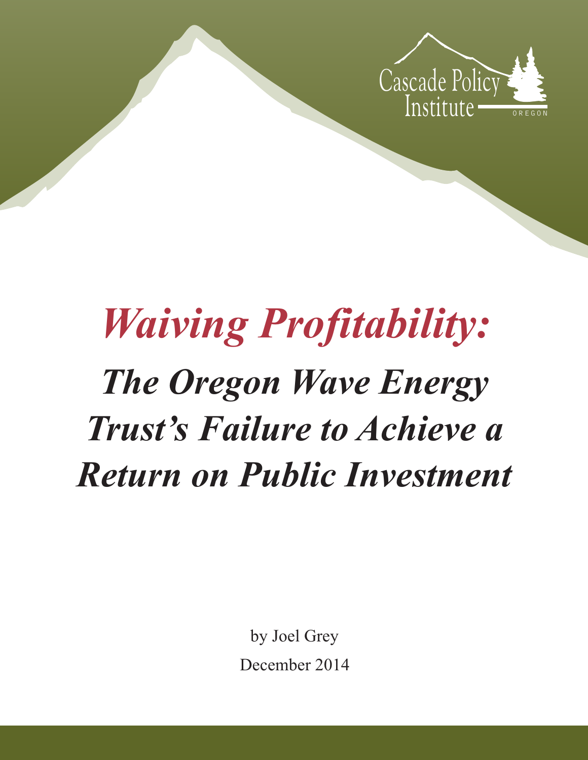Cascade Policy Institute

OREGON

# *Waiving Profitability:*

## *The Oregon Wave Energy Trust's Failure to Achieve a Return on Public Investment*

by Joel Grey

December 2014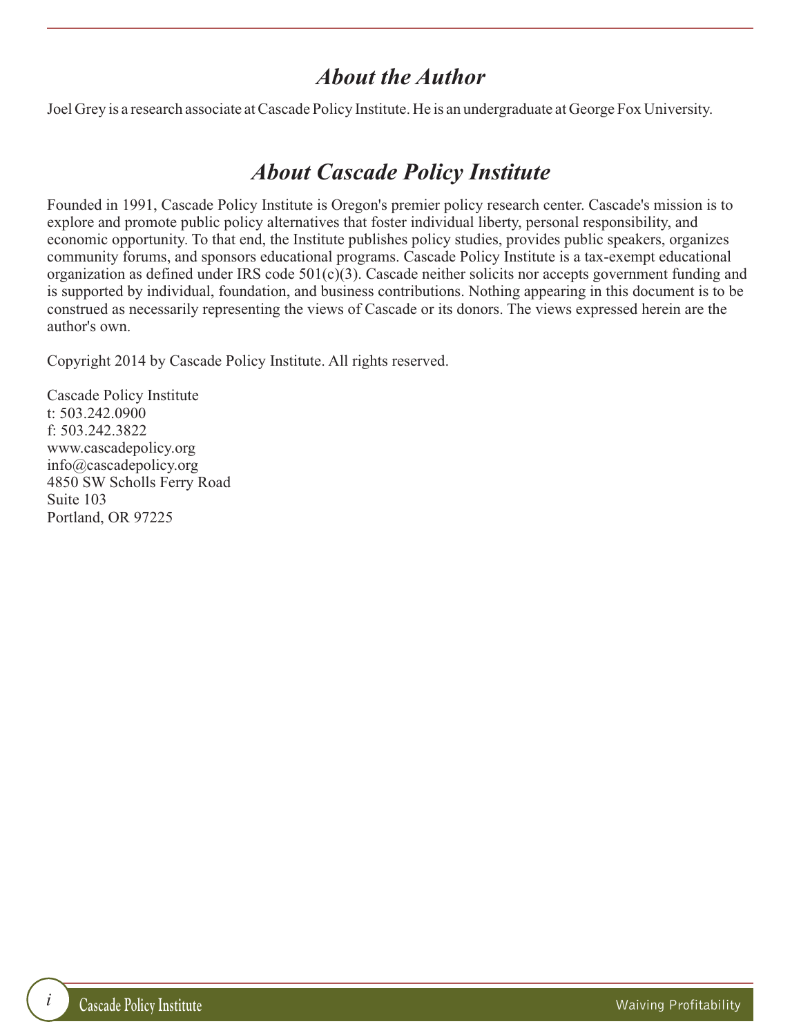## *About the Author*

Joel Grey is a research associate at Cascade Policy Institute. He is an undergraduate at George Fox University.

## *About Cascade Policy Institute*

Founded in 1991, Cascade Policy Institute is Oregon's premier policy research center. Cascade's mission is to explore and promote public policy alternatives that foster individual liberty, personal responsibility, and economic opportunity. To that end, the Institute publishes policy studies, provides public speakers, organizes community forums, and sponsors educational programs. Cascade Policy Institute is a tax-exempt educational organization as defined under IRS code 501(c)(3). Cascade neither solicits nor accepts government funding and is supported by individual, foundation, and business contributions. Nothing appearing in this document is to be construed as necessarily representing the views of Cascade or its donors. The views expressed herein are the author's own.

Copyright 2014 by Cascade Policy Institute. All rights reserved.

Cascade Policy Institute
t: 503.242.0900
f: 503.242.3822
www.cascadepolicy.org
info@cascadepolicy.org
4850 SW Scholls Ferry Road
Suite 103
Portland, OR 97225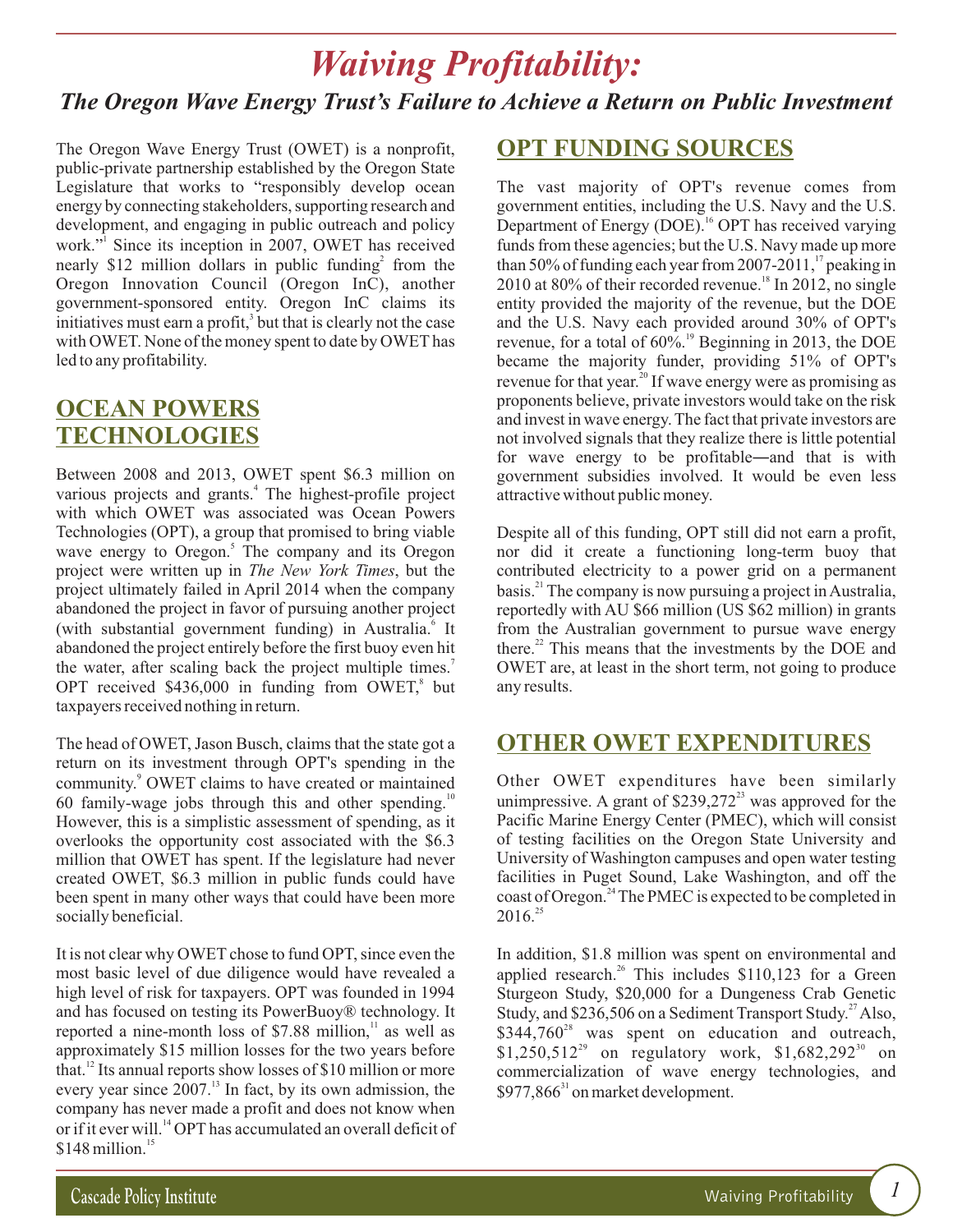// Waiving Profitability:

## *The Oregon Wave Energy Trust's Failure to Achieve a Return on Public Investment*

The Oregon Wave Energy Trust (OWET) is a nonprofit, public-private partnership established by the Oregon State Legislature that works to "responsibly develop ocean energy by connecting stakeholders, supporting research and development, and engaging in public outreach and policy work."[1] Since its inception in 2007, OWET has received nearly $12 million dollars in public funding[2] from the Oregon Innovation Council (Oregon InC), another government-sponsored entity. Oregon InC claims its initiatives must earn a profit,[3] but that is clearly not the case with OWET. None of the money spent to date by OWET has led to any profitability.

## OCEAN POWERS TECHNOLOGIES

Between 2008 and 2013, OWET spent $6.3 million on various projects and grants.[4] The highest-profile project with which OWET was associated was Ocean Powers Technologies (OPT), a group that promised to bring viable wave energy to Oregon.[5] The company and its Oregon project were written up in *The New York Times*, but the project ultimately failed in April 2014 when the company abandoned the project in favor of pursuing another project (with substantial government funding) in Australia.[6] It abandoned the project entirely before the first buoy even hit the water, after scaling back the project multiple times.[7] OPT received $436,000 in funding from OWET,[8] but taxpayers received nothing in return.

The head of OWET, Jason Busch, claims that the state got a return on its investment through OPT's spending in the community.[9] OWET claims to have created or maintained 60 family-wage jobs through this and other spending.[10] However, this is a simplistic assessment of spending, as it overlooks the opportunity cost associated with the $6.3 million that OWET has spent. If the legislature had never created OWET, $6.3 million in public funds could have been spent in many other ways that could have been more socially beneficial.

It is not clear why OWET chose to fund OPT, since even the most basic level of due diligence would have revealed a high level of risk for taxpayers. OPT was founded in 1994 and has focused on testing its PowerBuoy® technology. It reported a nine-month loss of $7.88 million,[11] as well as approximately $15 million losses for the two years before that.[12] Its annual reports show losses of $10 million or more every year since 2007.[13] In fact, by its own admission, the company has never made a profit and does not know when or if it ever will.[14] OPT has accumulated an overall deficit of $148 million.[15]

## OPT FUNDING SOURCES

The vast majority of OPT's revenue comes from government entities, including the U.S. Navy and the U.S. Department of Energy (DOE).[16] OPT has received varying funds from these agencies; but the U.S. Navy made up more than 50% of funding each year from 2007-2011,[17] peaking in 2010 at 80% of their recorded revenue.[18] In 2012, no single entity provided the majority of the revenue, but the DOE and the U.S. Navy each provided around 30% of OPT's revenue, for a total of 60%.[19] Beginning in 2013, the DOE became the majority funder, providing 51% of OPT's revenue for that year.[20] If wave energy were as promising as proponents believe, private investors would take on the risk and invest in wave energy. The fact that private investors are not involved signals that they realize there is little potential for wave energy to be profitable—and that is with government subsidies involved. It would be even less attractive without public money.

Despite all of this funding, OPT still did not earn a profit, nor did it create a functioning long-term buoy that contributed electricity to a power grid on a permanent basis.[21] The company is now pursuing a project in Australia, reportedly with AU $66 million (US $62 million) in grants from the Australian government to pursue wave energy there.[22] This means that the investments by the DOE and OWET are, at least in the short term, not going to produce any results.

## OTHER OWET EXPENDITURES

Other OWET expenditures have been similarly unimpressive. A grant of $239,272[23] was approved for the Pacific Marine Energy Center (PMEC), which will consist of testing facilities on the Oregon State University and University of Washington campuses and open water testing facilities in Puget Sound, Lake Washington, and off the coast of Oregon.[24] The PMEC is expected to be completed in 2016.[25]

In addition, $1.8 million was spent on environmental and applied research.[26] This includes $110,123 for a Green Sturgeon Study, $20,000 for a Dungeness Crab Genetic Study, and $236,506 on a Sediment Transport Study.[27] Also, $344,760[28] was spent on education and outreach, $1,250,512[29] on regulatory work, $1,682,292[30] on commercialization of wave energy technologies, and $977,866[31] on market development.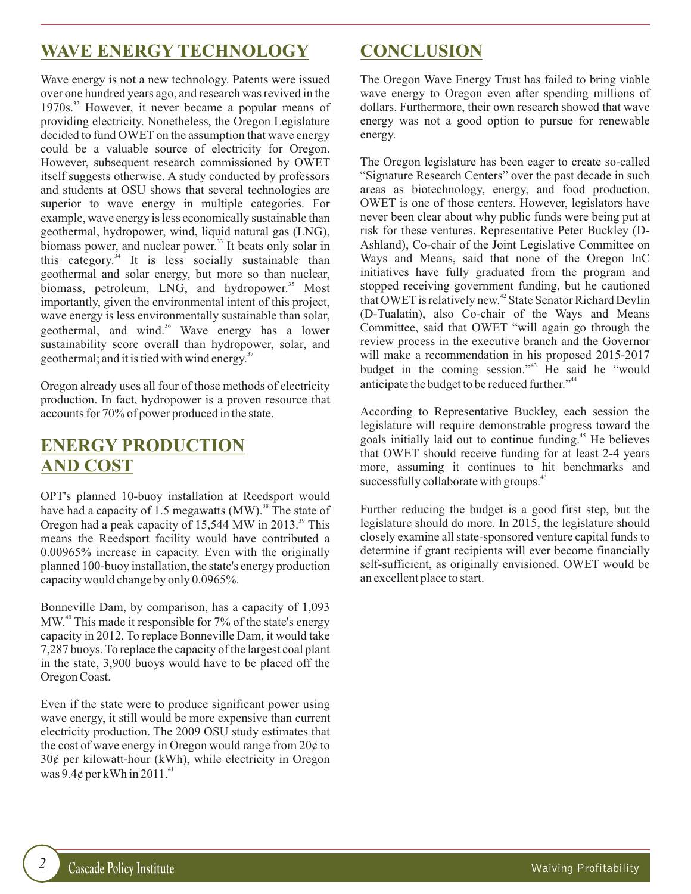## WAVE ENERGY TECHNOLOGY

Wave energy is not a new technology. Patents were issued over one hundred years ago, and research was revived in the 1970s.[32] However, it never became a popular means of providing electricity. Nonetheless, the Oregon Legislature decided to fund OWET on the assumption that wave energy could be a valuable source of electricity for Oregon. However, subsequent research commissioned by OWET itself suggests otherwise. A study conducted by professors and students at OSU shows that several technologies are superior to wave energy in multiple categories. For example, wave energy is less economically sustainable than geothermal, hydropower, wind, liquid natural gas (LNG), biomass power, and nuclear power.[33] It beats only solar in this category.[34] It is less socially sustainable than geothermal and solar energy, but more so than nuclear, biomass, petroleum, LNG, and hydropower.[35] Most importantly, given the environmental intent of this project, wave energy is less environmentally sustainable than solar, geothermal, and wind.[36] Wave energy has a lower sustainability score overall than hydropower, solar, and geothermal; and it is tied with wind energy.[37]

Oregon already uses all four of those methods of electricity production. In fact, hydropower is a proven resource that accounts for 70% of power produced in the state.

## ENERGY PRODUCTION AND COST

OPT's planned 10-buoy installation at Reedsport would have had a capacity of 1.5 megawatts (MW).[38] The state of Oregon had a peak capacity of 15,544 MW in 2013.[39] This means the Reedsport facility would have contributed a 0.00965% increase in capacity. Even with the originally planned 100-buoy installation, the state's energy production capacity would change by only 0.0965%.

Bonneville Dam, by comparison, has a capacity of 1,093 MW.[40] This made it responsible for 7% of the state's energy capacity in 2012. To replace Bonneville Dam, it would take 7,287 buoys. To replace the capacity of the largest coal plant in the state, 3,900 buoys would have to be placed off the Oregon Coast.

Even if the state were to produce significant power using wave energy, it still would be more expensive than current electricity production. The 2009 OSU study estimates that the cost of wave energy in Oregon would range from 20¢ to 30¢ per kilowatt-hour (kWh), while electricity in Oregon was 9.4¢ per kWh in 2011.[41]

## CONCLUSION

The Oregon Wave Energy Trust has failed to bring viable wave energy to Oregon even after spending millions of dollars. Furthermore, their own research showed that wave energy was not a good option to pursue for renewable energy.

The Oregon legislature has been eager to create so-called "Signature Research Centers" over the past decade in such areas as biotechnology, energy, and food production. OWET is one of those centers. However, legislators have never been clear about why public funds were being put at risk for these ventures. Representative Peter Buckley (D-Ashland), Co-chair of the Joint Legislative Committee on Ways and Means, said that none of the Oregon InC initiatives have fully graduated from the program and stopped receiving government funding, but he cautioned that OWET is relatively new.[42] State Senator Richard Devlin (D-Tualatin), also Co-chair of the Ways and Means Committee, said that OWET "will again go through the review process in the executive branch and the Governor will make a recommendation in his proposed 2015-2017 budget in the coming session."[43] He said he "would anticipate the budget to be reduced further."[44]

According to Representative Buckley, each session the legislature will require demonstrable progress toward the goals initially laid out to continue funding.[45] He believes that OWET should receive funding for at least 2-4 years more, assuming it continues to hit benchmarks and successfully collaborate with groups.[46]

Further reducing the budget is a good first step, but the legislature should do more. In 2015, the legislature should closely examine all state-sponsored venture capital funds to determine if grant recipients will ever become financially self-sufficient, as originally envisioned. OWET would be an excellent place to start.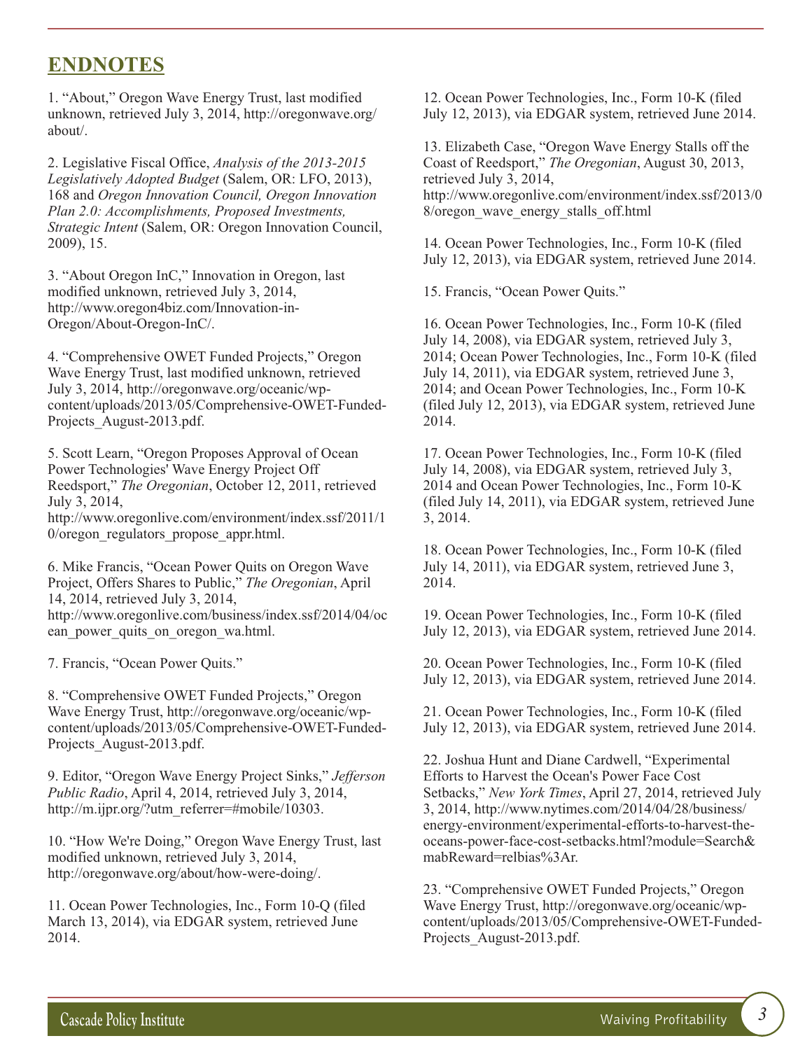## ENDNOTES

1. "About," Oregon Wave Energy Trust, last modified unknown, retrieved July 3, 2014, http://oregonwave.org/about/.

2. Legislative Fiscal Office, *Analysis of the 2013-2015 Legislatively Adopted Budget* (Salem, OR: LFO, 2013), 168 and *Oregon Innovation Council, Oregon Innovation Plan 2.0: Accomplishments, Proposed Investments, Strategic Intent* (Salem, OR: Oregon Innovation Council, 2009), 15.

3. "About Oregon InC," Innovation in Oregon, last modified unknown, retrieved July 3, 2014, http://www.oregon4biz.com/Innovation-in-Oregon/About-Oregon-InC/.

4. "Comprehensive OWET Funded Projects," Oregon Wave Energy Trust, last modified unknown, retrieved July 3, 2014, http://oregonwave.org/oceanic/wp-content/uploads/2013/05/Comprehensive-OWET-Funded-Projects_August-2013.pdf.

5. Scott Learn, "Oregon Proposes Approval of Ocean Power Technologies' Wave Energy Project Off Reedsport," *The Oregonian*, October 12, 2011, retrieved July 3, 2014, http://www.oregonlive.com/environment/index.ssf/2011/10/oregon_regulators_propose_appr.html.

6. Mike Francis, "Ocean Power Quits on Oregon Wave Project, Offers Shares to Public," *The Oregonian*, April 14, 2014, retrieved July 3, 2014, http://www.oregonlive.com/business/index.ssf/2014/04/ocean_power_quits_on_oregon_wa.html.

7. Francis, "Ocean Power Quits."

8. "Comprehensive OWET Funded Projects," Oregon Wave Energy Trust, http://oregonwave.org/oceanic/wp-content/uploads/2013/05/Comprehensive-OWET-Funded-Projects_August-2013.pdf.

9. Editor, "Oregon Wave Energy Project Sinks," *Jefferson Public Radio*, April 4, 2014, retrieved July 3, 2014, http://m.ijpr.org/?utm_referrer=#mobile/10303.

10. "How We're Doing," Oregon Wave Energy Trust, last modified unknown, retrieved July 3, 2014, http://oregonwave.org/about/how-were-doing/.

11. Ocean Power Technologies, Inc., Form 10-Q (filed March 13, 2014), via EDGAR system, retrieved June 2014.

12. Ocean Power Technologies, Inc., Form 10-K (filed July 12, 2013), via EDGAR system, retrieved June 2014.

13. Elizabeth Case, "Oregon Wave Energy Stalls off the Coast of Reedsport," *The Oregonian*, August 30, 2013, retrieved July 3, 2014, http://www.oregonlive.com/environment/index.ssf/2013/08/oregon_wave_energy_stalls_off.html

14. Ocean Power Technologies, Inc., Form 10-K (filed July 12, 2013), via EDGAR system, retrieved June 2014.

15. Francis, "Ocean Power Quits."

16. Ocean Power Technologies, Inc., Form 10-K (filed July 14, 2008), via EDGAR system, retrieved July 3, 2014; Ocean Power Technologies, Inc., Form 10-K (filed July 14, 2011), via EDGAR system, retrieved June 3, 2014; and Ocean Power Technologies, Inc., Form 10-K (filed July 12, 2013), via EDGAR system, retrieved June 2014.

17. Ocean Power Technologies, Inc., Form 10-K (filed July 14, 2008), via EDGAR system, retrieved July 3, 2014 and Ocean Power Technologies, Inc., Form 10-K (filed July 14, 2011), via EDGAR system, retrieved June 3, 2014.

18. Ocean Power Technologies, Inc., Form 10-K (filed July 14, 2011), via EDGAR system, retrieved June 3, 2014.

19. Ocean Power Technologies, Inc., Form 10-K (filed July 12, 2013), via EDGAR system, retrieved June 2014.

20. Ocean Power Technologies, Inc., Form 10-K (filed July 12, 2013), via EDGAR system, retrieved June 2014.

21. Ocean Power Technologies, Inc., Form 10-K (filed July 12, 2013), via EDGAR system, retrieved June 2014.

22. Joshua Hunt and Diane Cardwell, "Experimental Efforts to Harvest the Ocean's Power Face Cost Setbacks," *New York Times*, April 27, 2014, retrieved July 3, 2014, http://www.nytimes.com/2014/04/28/business/energy-environment/experimental-efforts-to-harvest-the-oceans-power-face-cost-setbacks.html?module=Search&mabReward=relbias%3Ar.

23. "Comprehensive OWET Funded Projects," Oregon Wave Energy Trust, http://oregonwave.org/oceanic/wp-content/uploads/2013/05/Comprehensive-OWET-Funded-Projects_August-2013.pdf.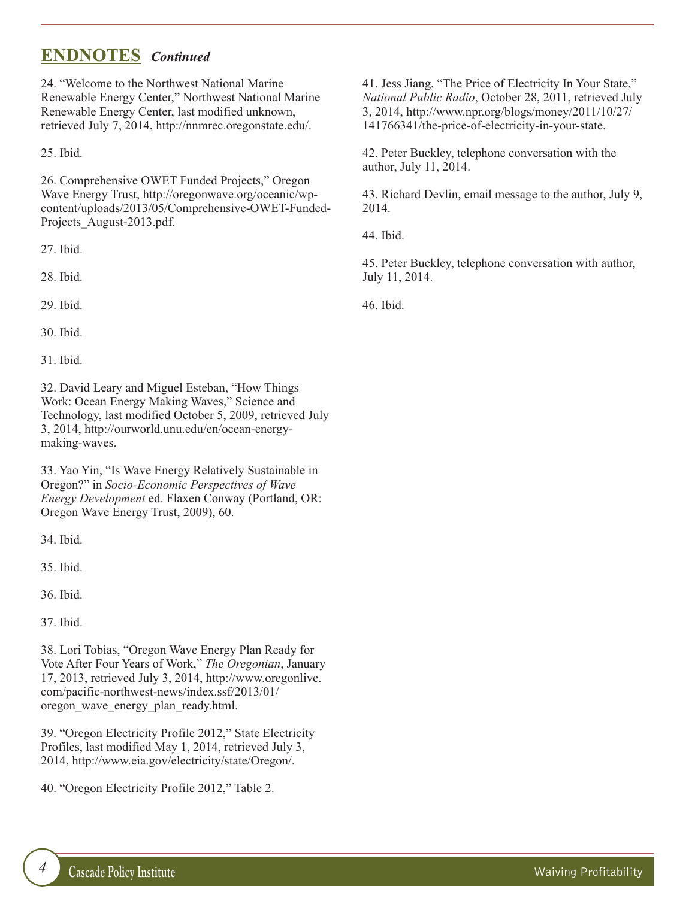## ENDNOTES *Continued*

24. "Welcome to the Northwest National Marine Renewable Energy Center," Northwest National Marine Renewable Energy Center, last modified unknown, retrieved July 7, 2014, http://nnmrec.oregonstate.edu/.

25. Ibid.

26. Comprehensive OWET Funded Projects," Oregon Wave Energy Trust, http://oregonwave.org/oceanic/wp-content/uploads/2013/05/Comprehensive-OWET-Funded-Projects_August-2013.pdf.

27. Ibid.

28. Ibid.

29. Ibid.

30. Ibid.

31. Ibid.

32. David Leary and Miguel Esteban, "How Things Work: Ocean Energy Making Waves," Science and Technology, last modified October 5, 2009, retrieved July 3, 2014, http://ourworld.unu.edu/en/ocean-energy-making-waves.

33. Yao Yin, "Is Wave Energy Relatively Sustainable in Oregon?" in *Socio-Economic Perspectives of Wave Energy Development* ed. Flaxen Conway (Portland, OR: Oregon Wave Energy Trust, 2009), 60.

34. Ibid.

35. Ibid.

36. Ibid.

37. Ibid.

38. Lori Tobias, "Oregon Wave Energy Plan Ready for Vote After Four Years of Work," *The Oregonian*, January 17, 2013, retrieved July 3, 2014, http://www.oregonlive.com/pacific-northwest-news/index.ssf/2013/01/oregon_wave_energy_plan_ready.html.

39. "Oregon Electricity Profile 2012," State Electricity Profiles, last modified May 1, 2014, retrieved July 3, 2014, http://www.eia.gov/electricity/state/Oregon/.

40. "Oregon Electricity Profile 2012," Table 2.

41. Jess Jiang, "The Price of Electricity In Your State," *National Public Radio*, October 28, 2011, retrieved July 3, 2014, http://www.npr.org/blogs/money/2011/10/27/141766341/the-price-of-electricity-in-your-state.

42. Peter Buckley, telephone conversation with the author, July 11, 2014.

43. Richard Devlin, email message to the author, July 9, 2014.

44. Ibid.

45. Peter Buckley, telephone conversation with author, July 11, 2014.

46. Ibid.